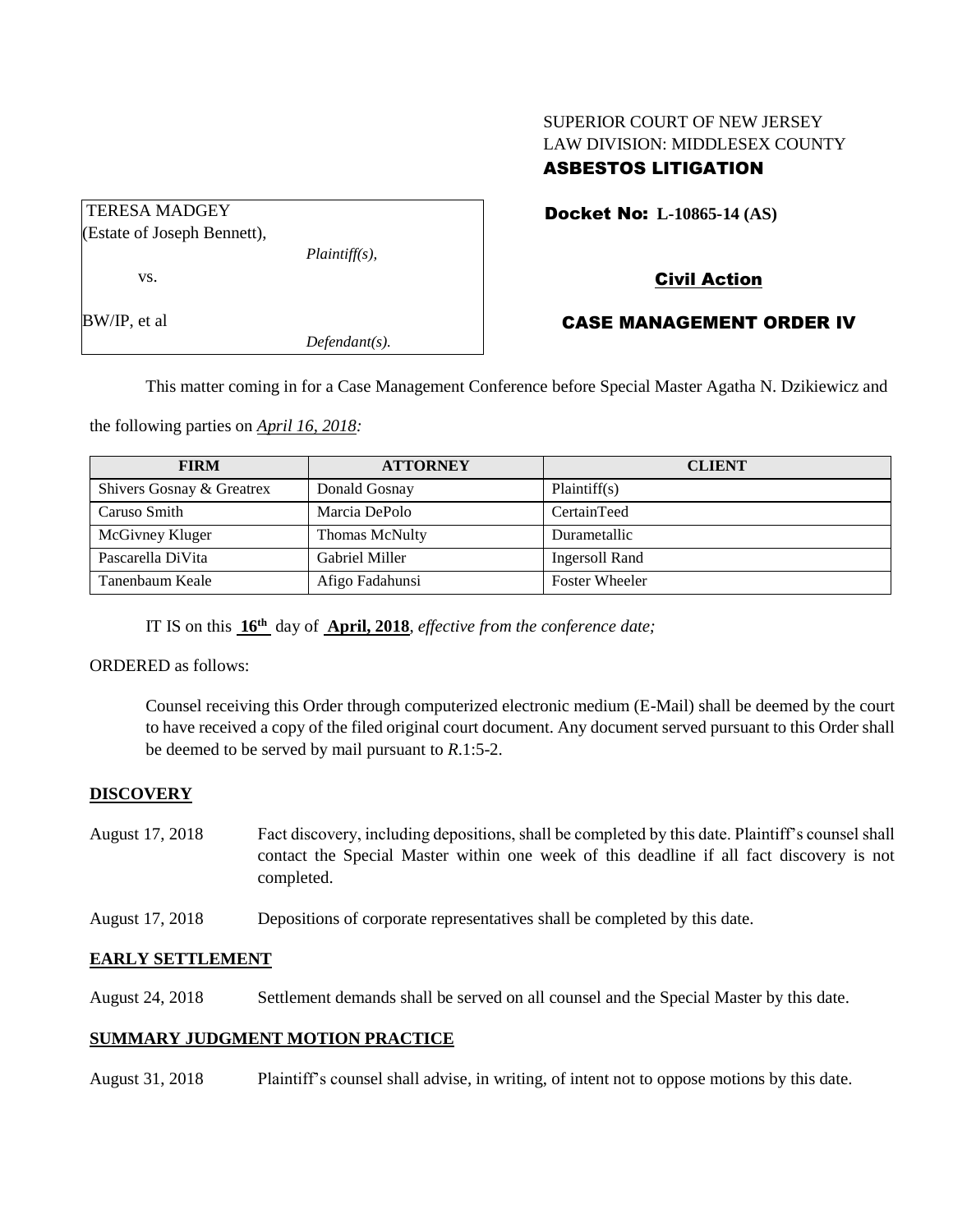SUPERIOR COURT OF NEW JERSEY
LAW DIVISION: MIDDLESEX COUNTY
**ASBESTOS LITIGATION**

TERESA MADGEY
(Estate of Joseph Bennett),
*Plaintiff(s),*

vs.

BW/IP, et al
*Defendant(s).*

**Docket No: L-10865-14 (AS)**

**Civil Action**

**CASE MANAGEMENT ORDER IV**

This matter coming in for a Case Management Conference before Special Master Agatha N. Dzikiewicz and the following parties on *April 16, 2018:*

| FIRM | ATTORNEY | CLIENT |
|---|---|---|
| Shivers Gosnay & Greatrex | Donald Gosnay | Plaintiff(s) |
| Caruso Smith | Marcia DePolo | CertainTeed |
| McGivney Kluger | Thomas McNulty | Durametallic |
| Pascarella DiVita | Gabriel Miller | Ingersoll Rand |
| Tanenbaum Keale | Afigo Fadahunsi | Foster Wheeler |

IT IS on this **16th** day of **April, 2018**, *effective from the conference date;*

ORDERED as follows:

Counsel receiving this Order through computerized electronic medium (E-Mail) shall be deemed by the court to have received a copy of the filed original court document. Any document served pursuant to this Order shall be deemed to be served by mail pursuant to *R*.1:5-2.

**DISCOVERY**

August 17, 2018 — Fact discovery, including depositions, shall be completed by this date. Plaintiff's counsel shall contact the Special Master within one week of this deadline if all fact discovery is not completed.

August 17, 2018 — Depositions of corporate representatives shall be completed by this date.

**EARLY SETTLEMENT**

August 24, 2018 — Settlement demands shall be served on all counsel and the Special Master by this date.

**SUMMARY JUDGMENT MOTION PRACTICE**

August 31, 2018 — Plaintiff's counsel shall advise, in writing, of intent not to oppose motions by this date.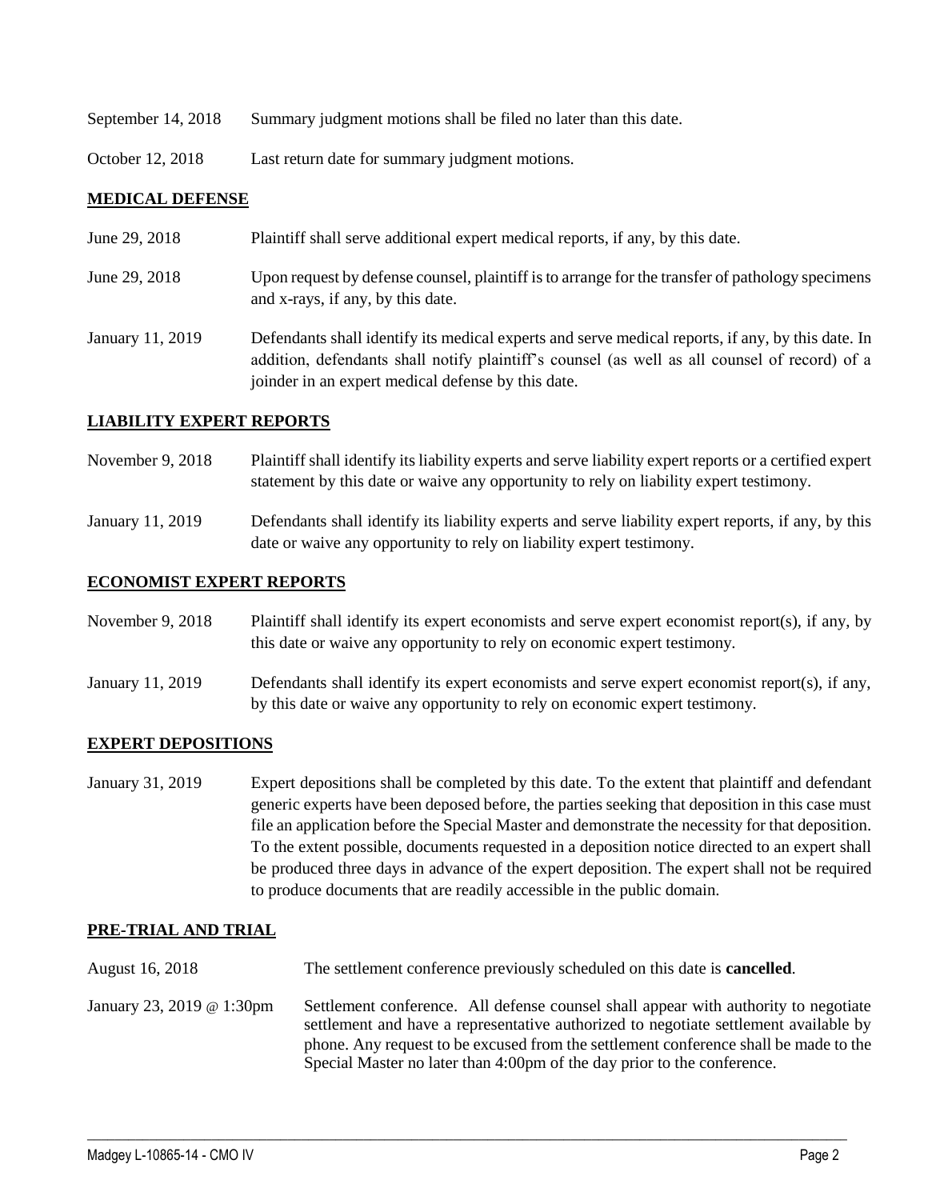| | |
|---|---|
| September 14, 2018 | Summary judgment motions shall be filed no later than this date. |
| October 12, 2018 | Last return date for summary judgment motions. |

## MEDICAL DEFENSE

| | |
|---|---|
| June 29, 2018 | Plaintiff shall serve additional expert medical reports, if any, by this date. |
| June 29, 2018 | Upon request by defense counsel, plaintiff is to arrange for the transfer of pathology specimens and x-rays, if any, by this date. |
| January 11, 2019 | Defendants shall identify its medical experts and serve medical reports, if any, by this date. In addition, defendants shall notify plaintiff's counsel (as well as all counsel of record) of a joinder in an expert medical defense by this date. |

## LIABILITY EXPERT REPORTS

| | |
|---|---|
| November 9, 2018 | Plaintiff shall identify its liability experts and serve liability expert reports or a certified expert statement by this date or waive any opportunity to rely on liability expert testimony. |
| January 11, 2019 | Defendants shall identify its liability experts and serve liability expert reports, if any, by this date or waive any opportunity to rely on liability expert testimony. |

## ECONOMIST EXPERT REPORTS

| | |
|---|---|
| November 9, 2018 | Plaintiff shall identify its expert economists and serve expert economist report(s), if any, by this date or waive any opportunity to rely on economic expert testimony. |
| January 11, 2019 | Defendants shall identify its expert economists and serve expert economist report(s), if any, by this date or waive any opportunity to rely on economic expert testimony. |

## EXPERT DEPOSITIONS

| | |
|---|---|
| January 31, 2019 | Expert depositions shall be completed by this date. To the extent that plaintiff and defendant generic experts have been deposed before, the parties seeking that deposition in this case must file an application before the Special Master and demonstrate the necessity for that deposition. To the extent possible, documents requested in a deposition notice directed to an expert shall be produced three days in advance of the expert deposition. The expert shall not be required to produce documents that are readily accessible in the public domain. |

## PRE-TRIAL AND TRIAL

| | |
|---|---|
| August 16, 2018 | The settlement conference previously scheduled on this date is **cancelled**. |
| January 23, 2019 @ 1:30pm | Settlement conference. All defense counsel shall appear with authority to negotiate settlement and have a representative authorized to negotiate settlement available by phone. Any request to be excused from the settlement conference shall be made to the Special Master no later than 4:00pm of the day prior to the conference. |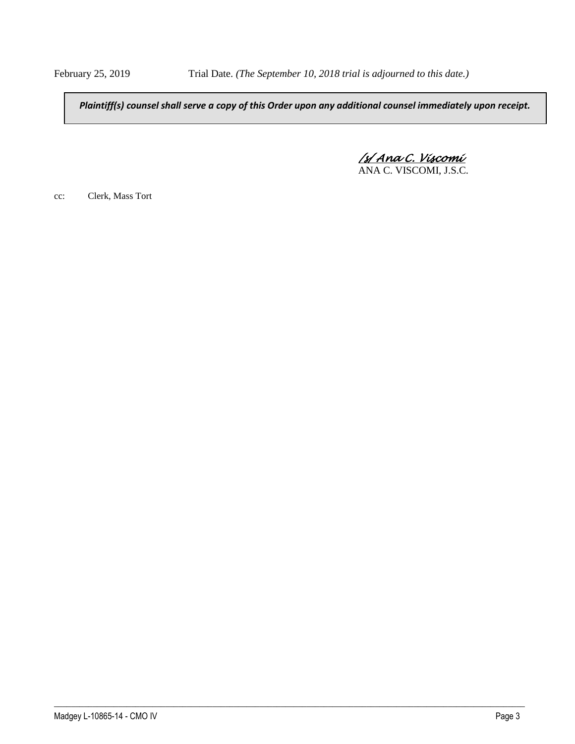February 25, 2019 Trial Date. *(The September 10, 2018 trial is adjourned to this date.)*

***Plaintiff(s) counsel shall serve a copy of this Order upon any additional counsel immediately upon receipt.***

*/s/ Ana C. Viscomi*
ANA C. VISCOMI, J.S.C.

cc: Clerk, Mass Tort